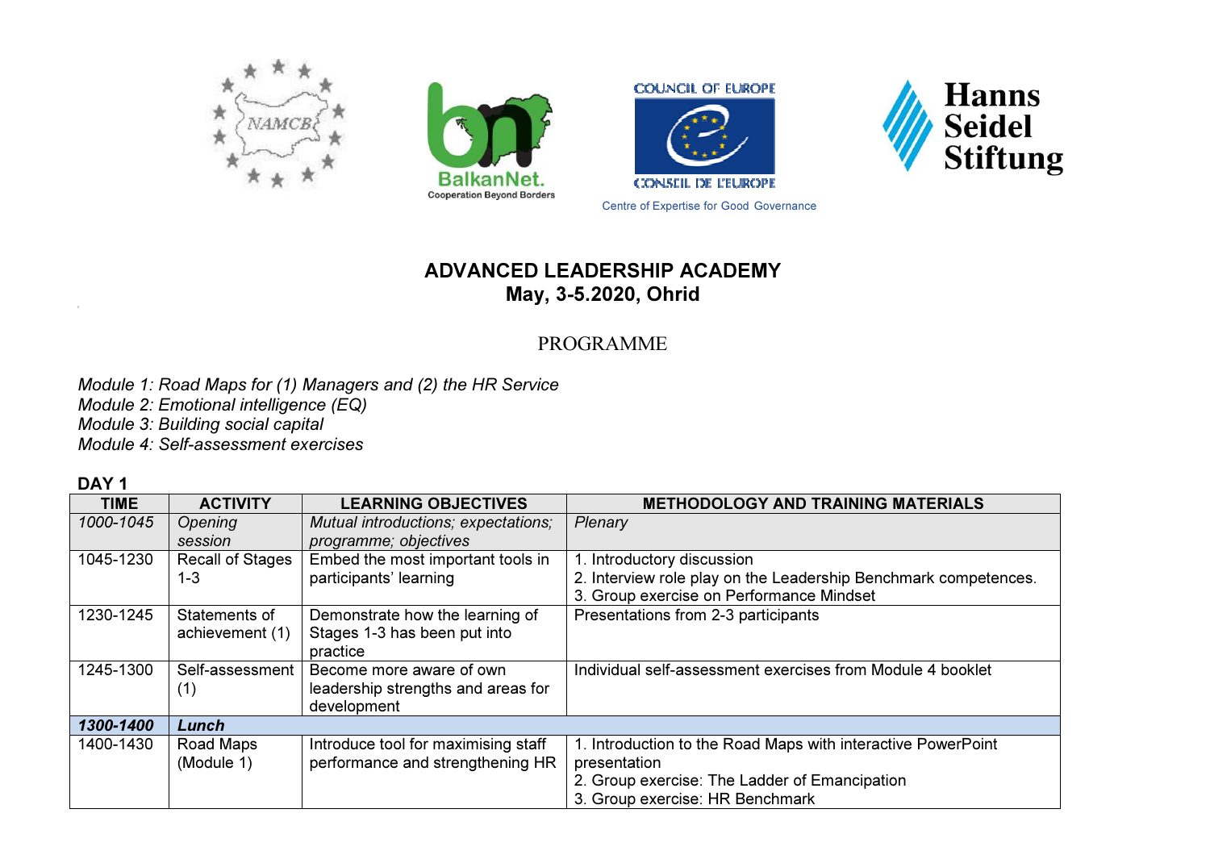NAMCB

BalkanNet.
Cooperation Beyond Borders

COUNCIL OF EUROPE
CONSEIL DE L'EUROPE
Centre of Expertise for Good Governance

Hanns Seidel Stiftung

# ADVANCED LEADERSHIP ACADEMY
## May, 3-5.2020, Ohrid

PROGRAMME

*Module 1: Road Maps for (1) Managers and (2) the HR Service*
*Module 2: Emotional intelligence (EQ)*
*Module 3: Building social capital*
*Module 4: Self-assessment exercises*

**DAY 1**

| TIME | ACTIVITY | LEARNING OBJECTIVES | METHODOLOGY AND TRAINING MATERIALS |
|---|---|---|---|
| *1000-1045* | *Opening session* | *Mutual introductions; expectations; programme; objectives* | *Plenary* |
| 1045-1230 | Recall of Stages 1-3 | Embed the most important tools in participants' learning | 1. Introductory discussion<br>2. Interview role play on the Leadership Benchmark competences.<br>3. Group exercise on Performance Mindset |
| 1230-1245 | Statements of achievement (1) | Demonstrate how the learning of Stages 1-3 has been put into practice | Presentations from 2-3 participants |
| 1245-1300 | Self-assessment (1) | Become more aware of own leadership strengths and areas for development | Individual self-assessment exercises from Module 4 booklet |
| ***1300-1400*** | ***Lunch*** | | |
| 1400-1430 | Road Maps (Module 1) | Introduce tool for maximising staff performance and strengthening HR | 1. Introduction to the Road Maps with interactive PowerPoint presentation<br>2. Group exercise: The Ladder of Emancipation<br>3. Group exercise: HR Benchmark |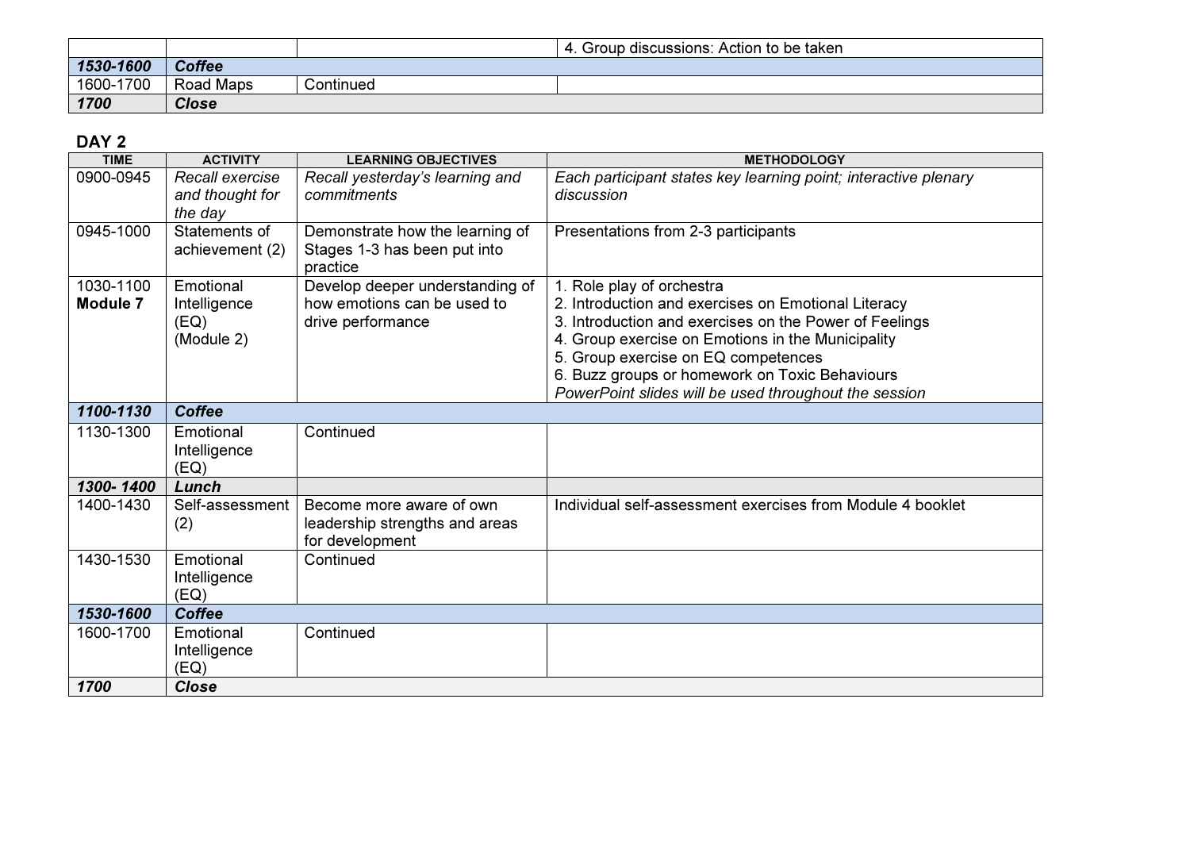| | | | 4. Group discussions: Action to be taken |
|---|---|---|---|
| ***1530-1600*** | ***Coffee*** | | |
| 1600-1700 | Road Maps | Continued | |
| ***1700*** | ***Close*** | | |

## DAY 2

| TIME | ACTIVITY | LEARNING OBJECTIVES | METHODOLOGY |
|---|---|---|---|
| 0900-0945 | *Recall exercise and thought for the day* | *Recall yesterday's learning and commitments* | *Each participant states key learning point; interactive plenary discussion* |
| 0945-1000 | Statements of achievement (2) | Demonstrate how the learning of Stages 1-3 has been put into practice | Presentations from 2-3 participants |
| 1030-1100 **Module 7** | Emotional Intelligence (EQ) (Module 2) | Develop deeper understanding of how emotions can be used to drive performance | 1. Role play of orchestra<br>2. Introduction and exercises on Emotional Literacy<br>3. Introduction and exercises on the Power of Feelings<br>4. Group exercise on Emotions in the Municipality<br>5. Group exercise on EQ competences<br>6. Buzz groups or homework on Toxic Behaviours<br>*PowerPoint slides will be used throughout the session* |
| ***1100-1130*** | ***Coffee*** | | |
| 1130-1300 | Emotional Intelligence (EQ) | Continued | |
| ***1300- 1400*** | ***Lunch*** | | |
| 1400-1430 | Self-assessment (2) | Become more aware of own leadership strengths and areas for development | Individual self-assessment exercises from Module 4 booklet |
| 1430-1530 | Emotional Intelligence (EQ) | Continued | |
| ***1530-1600*** | ***Coffee*** | | |
| 1600-1700 | Emotional Intelligence (EQ) | Continued | |
| ***1700*** | ***Close*** | | |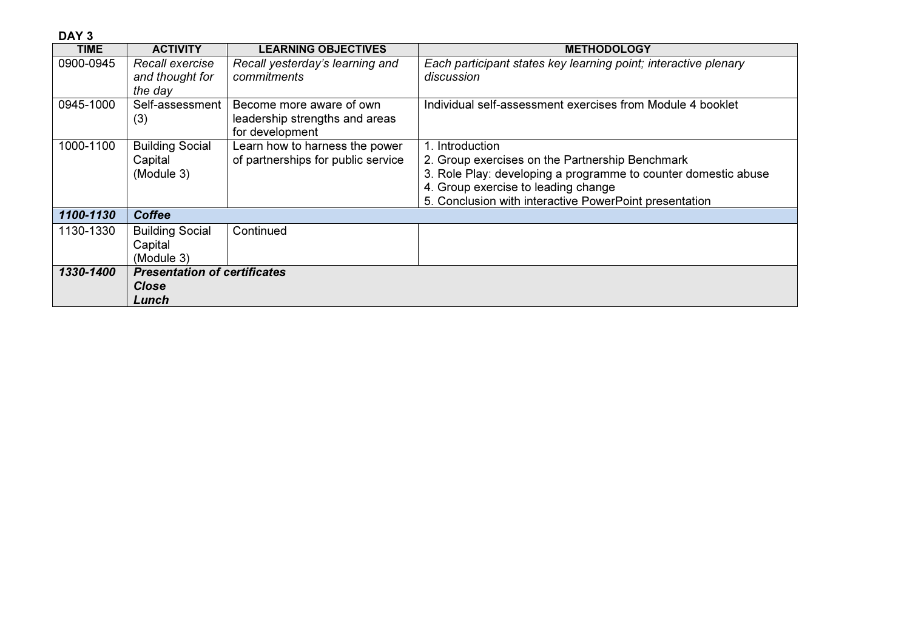**DAY 3**

| TIME | ACTIVITY | LEARNING OBJECTIVES | METHODOLOGY |
|---|---|---|---|
| 0900-0945 | *Recall exercise and thought for the day* | *Recall yesterday's learning and commitments* | *Each participant states key learning point; interactive plenary discussion* |
| 0945-1000 | Self-assessment (3) | Become more aware of own leadership strengths and areas for development | Individual self-assessment exercises from Module 4 booklet |
| 1000-1100 | Building Social Capital (Module 3) | Learn how to harness the power of partnerships for public service | 1. Introduction<br>2. Group exercises on the Partnership Benchmark<br>3. Role Play: developing a programme to counter domestic abuse<br>4. Group exercise to leading change<br>5. Conclusion with interactive PowerPoint presentation |
| ***1100-1130*** | ***Coffee*** | | |
| 1130-1330 | Building Social Capital (Module 3) | Continued | |
| ***1330-1400*** | ***Presentation of certificates***<br>***Close***<br>***Lunch*** | | |